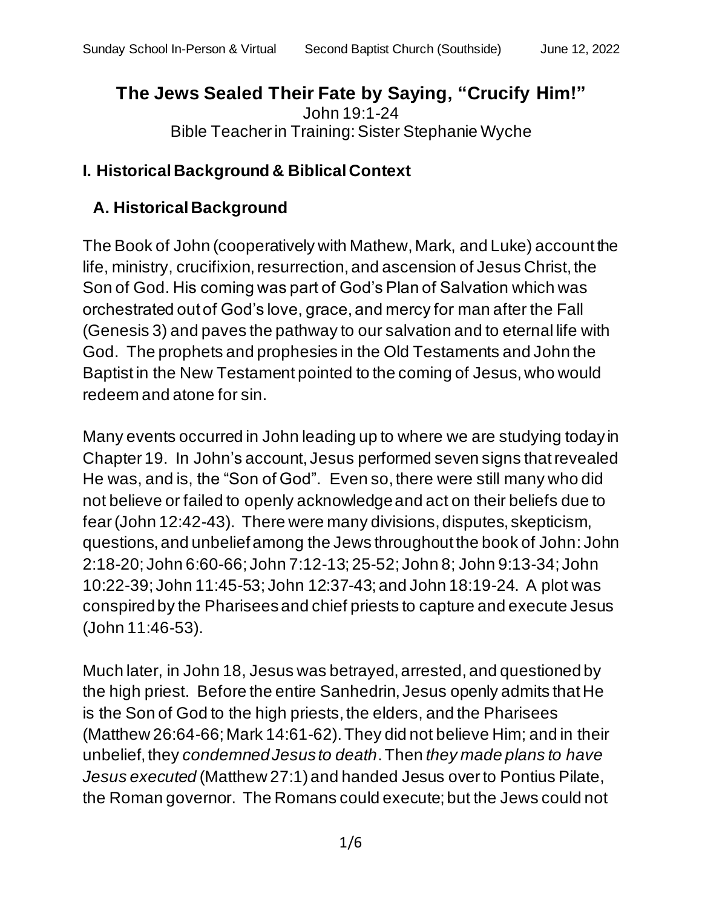# The Jews Sealed Their Fate by Saying, "Crucify Him!"

John 19:1-24

Bible Teacher in Training: Sister Stephanie Wyche

## I. Historical Background & Biblical Context

### A. Historical Background

The Book of John (cooperatively with Mathew, Mark, and Luke) account the life, ministry, crucifixion, resurrection, and ascension of Jesus Christ, the Son of God. His coming was part of God's Plan of Salvation which was orchestrated out of God's love, grace, and mercy for man after the Fall (Genesis 3) and paves the pathway to our salvation and to eternal life with God. The prophets and prophesies in the Old Testaments and John the Baptist in the New Testament pointed to the coming of Jesus, who would redeem and atone for sin.

Many events occurred in John leading up to where we are studying today in Chapter 19. In John's account, Jesus performed seven signs that revealed He was, and is, the "Son of God". Even so, there were still many who did not believe or failed to openly acknowledge and act on their beliefs due to fear (John 12:42-43). There were many divisions, disputes, skepticism, questions, and unbelief among the Jews throughout the book of John: John 2:18-20; John 6:60-66; John 7:12-13; 25-52; John 8; John 9:13-34; John 10:22-39; John 11:45-53; John 12:37-43; and John 18:19-24. A plot was conspired by the Pharisees and chief priests to capture and execute Jesus (John 11:46-53).

Much later, in John 18, Jesus was betrayed, arrested, and questioned by the high priest. Before the entire Sanhedrin, Jesus openly admits that He is the Son of God to the high priests, the elders, and the Pharisees (Matthew 26:64-66; Mark 14:61-62). They did not believe Him; and in their unbelief, they *condemned Jesus to death*. Then *they made plans to have Jesus executed* (Matthew 27:1) and handed Jesus over to Pontius Pilate, the Roman governor. The Romans could execute; but the Jews could not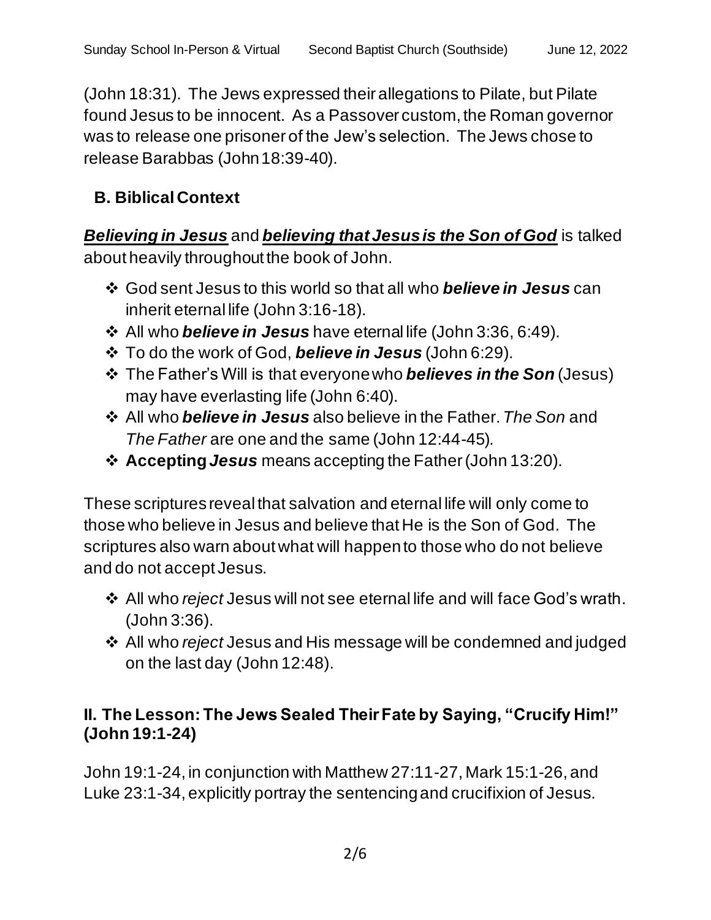(John 18:31). The Jews expressed their allegations to Pilate, but Pilate found Jesus to be innocent. As a Passover custom, the Roman governor was to release one prisoner of the Jew's selection. The Jews chose to release Barabbas (John 18:39-40).

### B. Biblical Context

***Believing in Jesus*** and ***believing that Jesus is the Son of God*** is talked about heavily throughout the book of John.

- God sent Jesus to this world so that all who ***believe in Jesus*** can inherit eternal life (John 3:16-18).
- All who ***believe in Jesus*** have eternal life (John 3:36, 6:49).
- To do the work of God, ***believe in Jesus*** (John 6:29).
- The Father's Will is that everyone who ***believes in the Son*** (Jesus) may have everlasting life (John 6:40).
- All who ***believe in Jesus*** also believe in the Father. *The Son* and *The Father* are one and the same (John 12:44-45).
- **Accepting *Jesus*** means accepting the Father (John 13:20).

These scriptures reveal that salvation and eternal life will only come to those who believe in Jesus and believe that He is the Son of God. The scriptures also warn about what will happen to those who do not believe and do not accept Jesus.

- All who *reject* Jesus will not see eternal life and will face God's wrath. (John 3:36).
- All who *reject* Jesus and His message will be condemned and judged on the last day (John 12:48).

## II. The Lesson: The Jews Sealed Their Fate by Saying, "Crucify Him!" (John 19:1-24)

John 19:1-24, in conjunction with Matthew 27:11-27, Mark 15:1-26, and Luke 23:1-34, explicitly portray the sentencing and crucifixion of Jesus.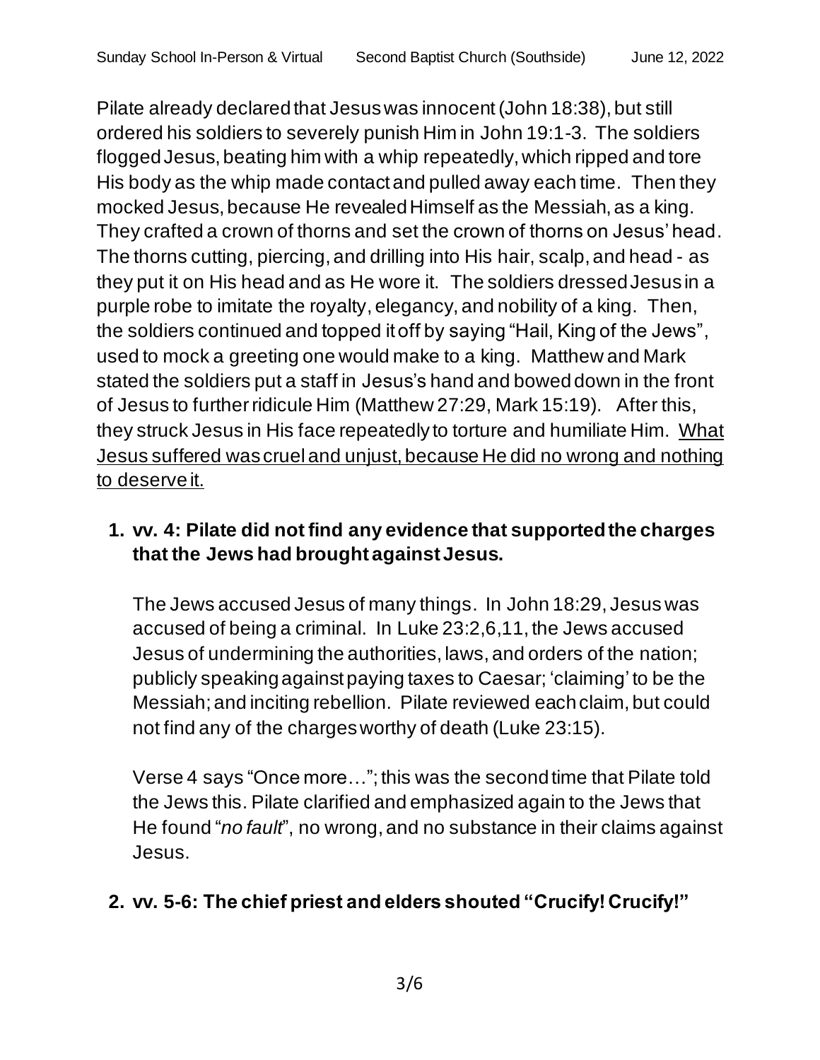Pilate already declared that Jesus was innocent (John 18:38), but still ordered his soldiers to severely punish Him in John 19:1-3. The soldiers flogged Jesus, beating him with a whip repeatedly, which ripped and tore His body as the whip made contact and pulled away each time. Then they mocked Jesus, because He revealed Himself as the Messiah, as a king. They crafted a crown of thorns and set the crown of thorns on Jesus' head. The thorns cutting, piercing, and drilling into His hair, scalp, and head - as they put it on His head and as He wore it. The soldiers dressed Jesus in a purple robe to imitate the royalty, elegancy, and nobility of a king. Then, the soldiers continued and topped it off by saying "Hail, King of the Jews", used to mock a greeting one would make to a king. Matthew and Mark stated the soldiers put a staff in Jesus's hand and bowed down in the front of Jesus to further ridicule Him (Matthew 27:29, Mark 15:19). After this, they struck Jesus in His face repeatedly to torture and humiliate Him. <u>What Jesus suffered was cruel and unjust, because He did no wrong and nothing to deserve it.</u>

1. **vv. 4: Pilate did not find any evidence that supported the charges that the Jews had brought against Jesus.**

   The Jews accused Jesus of many things. In John 18:29, Jesus was accused of being a criminal. In Luke 23:2,6,11, the Jews accused Jesus of undermining the authorities, laws, and orders of the nation; publicly speaking against paying taxes to Caesar; 'claiming' to be the Messiah; and inciting rebellion. Pilate reviewed each claim, but could not find any of the charges worthy of death (Luke 23:15).

   Verse 4 says "Once more…"; this was the second time that Pilate told the Jews this. Pilate clarified and emphasized again to the Jews that He found "*no fault*", no wrong, and no substance in their claims against Jesus.

2. **vv. 5-6: The chief priest and elders shouted "Crucify! Crucify!"**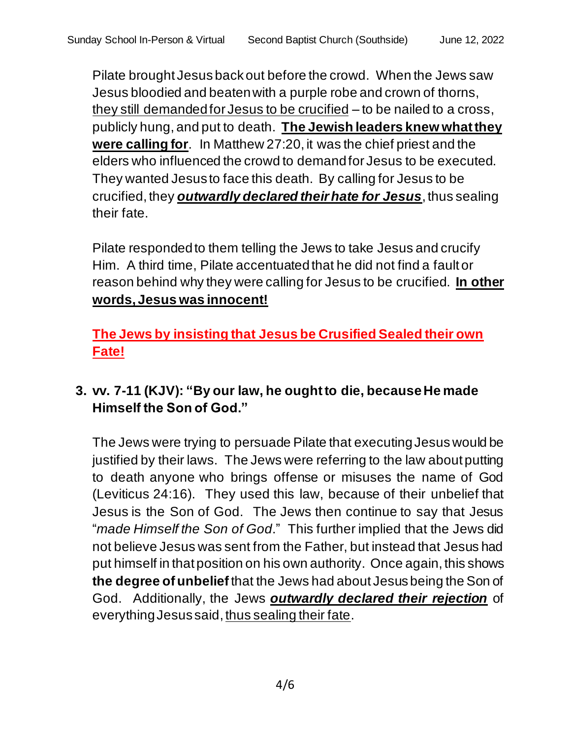Pilate brought Jesus back out before the crowd. When the Jews saw Jesus bloodied and beaten with a purple robe and crown of thorns, <u>they still demanded for Jesus to be crucified</u> – to be nailed to a cross, publicly hung, and put to death. <u>**The Jewish leaders knew what they were calling for**</u>. In Matthew 27:20, it was the chief priest and the elders who influenced the crowd to demand for Jesus to be executed. They wanted Jesus to face this death. By calling for Jesus to be crucified, they <u>***outwardly declared their hate for Jesus***</u>, thus sealing their fate.

Pilate responded to them telling the Jews to take Jesus and crucify Him. A third time, Pilate accentuated that he did not find a fault or reason behind why they were calling for Jesus to be crucified. <u>**In other words, Jesus was innocent!**</u>

<u>**The Jews by insisting that Jesus be Crusified Sealed their own Fate!**</u>

3. **vv. 7-11 (KJV): "By our law, he ought to die, because He made Himself the Son of God."**

The Jews were trying to persuade Pilate that executing Jesus would be justified by their laws. The Jews were referring to the law about putting to death anyone who brings offense or misuses the name of God (Leviticus 24:16). They used this law, because of their unbelief that Jesus is the Son of God. The Jews then continue to say that Jesus "*made Himself the Son of God*." This further implied that the Jews did not believe Jesus was sent from the Father, but instead that Jesus had put himself in that position on his own authority. Once again, this shows **the degree of unbelief** that the Jews had about Jesus being the Son of God. Additionally, the Jews <u>***outwardly declared their rejection***</u> of everything Jesus said, <u>thus sealing their fate</u>.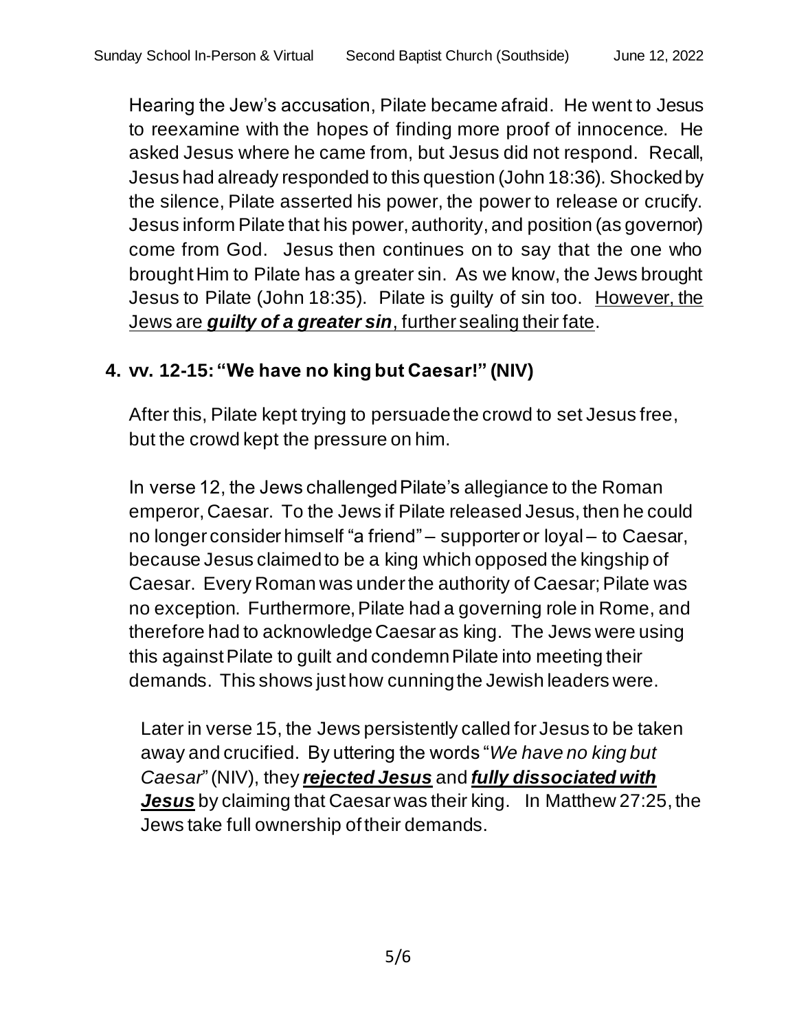Hearing the Jew's accusation, Pilate became afraid. He went to Jesus to reexamine with the hopes of finding more proof of innocence. He asked Jesus where he came from, but Jesus did not respond. Recall, Jesus had already responded to this question (John 18:36). Shocked by the silence, Pilate asserted his power, the power to release or crucify. Jesus inform Pilate that his power, authority, and position (as governor) come from God. Jesus then continues on to say that the one who brought Him to Pilate has a greater sin. As we know, the Jews brought Jesus to Pilate (John 18:35). Pilate is guilty of sin too. <u>However, the Jews are ***guilty of a greater sin***, further sealing their fate</u>.

**4. vv. 12-15: "We have no king but Caesar!" (NIV)**

After this, Pilate kept trying to persuade the crowd to set Jesus free, but the crowd kept the pressure on him.

In verse 12, the Jews challenged Pilate's allegiance to the Roman emperor, Caesar. To the Jews if Pilate released Jesus, then he could no longer consider himself "a friend" – supporter or loyal – to Caesar, because Jesus claimed to be a king which opposed the kingship of Caesar. Every Roman was under the authority of Caesar; Pilate was no exception. Furthermore, Pilate had a governing role in Rome, and therefore had to acknowledge Caesar as king. The Jews were using this against Pilate to guilt and condemn Pilate into meeting their demands. This shows just how cunning the Jewish leaders were.

Later in verse 15, the Jews persistently called for Jesus to be taken away and crucified. By uttering the words "*We have no king but Caesar*" (NIV), they <u>***rejected Jesus***</u> and <u>***fully dissociated with Jesus***</u> by claiming that Caesar was their king. In Matthew 27:25, the Jews take full ownership of their demands.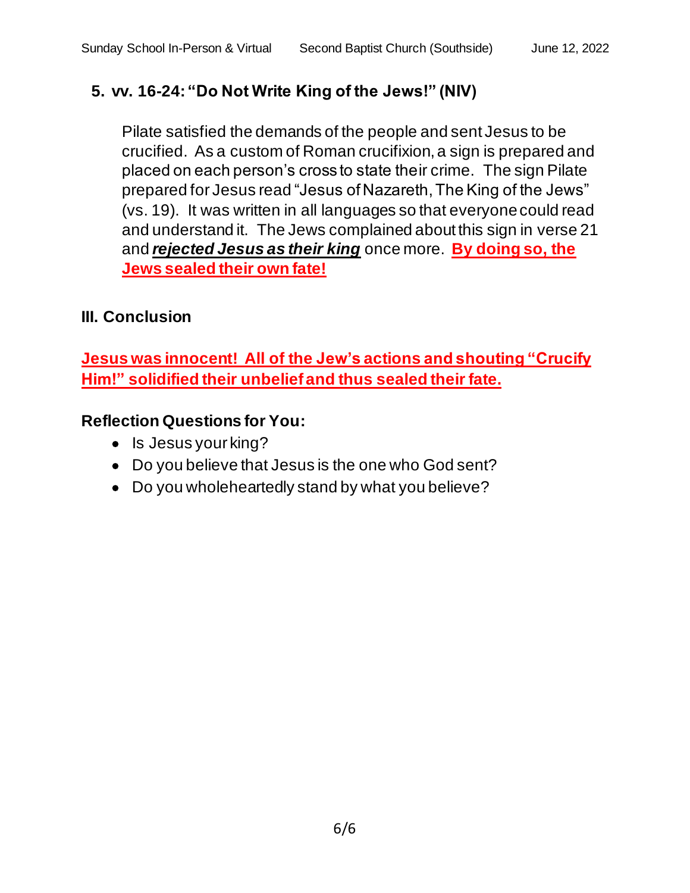### 5. vv. 16-24: "Do Not Write King of the Jews!" (NIV)

Pilate satisfied the demands of the people and sent Jesus to be crucified. As a custom of Roman crucifixion, a sign is prepared and placed on each person's cross to state their crime. The sign Pilate prepared for Jesus read "Jesus of Nazareth, The King of the Jews" (vs. 19). It was written in all languages so that everyone could read and understand it. The Jews complained about this sign in verse 21 and ***rejected Jesus as their king*** once more. **By doing so, the Jews sealed their own fate!**

## III. Conclusion

**Jesus was innocent! All of the Jew's actions and shouting "Crucify Him!" solidified their unbelief and thus sealed their fate.**

**Reflection Questions for You:**

- Is Jesus your king?
- Do you believe that Jesus is the one who God sent?
- Do you wholeheartedly stand by what you believe?